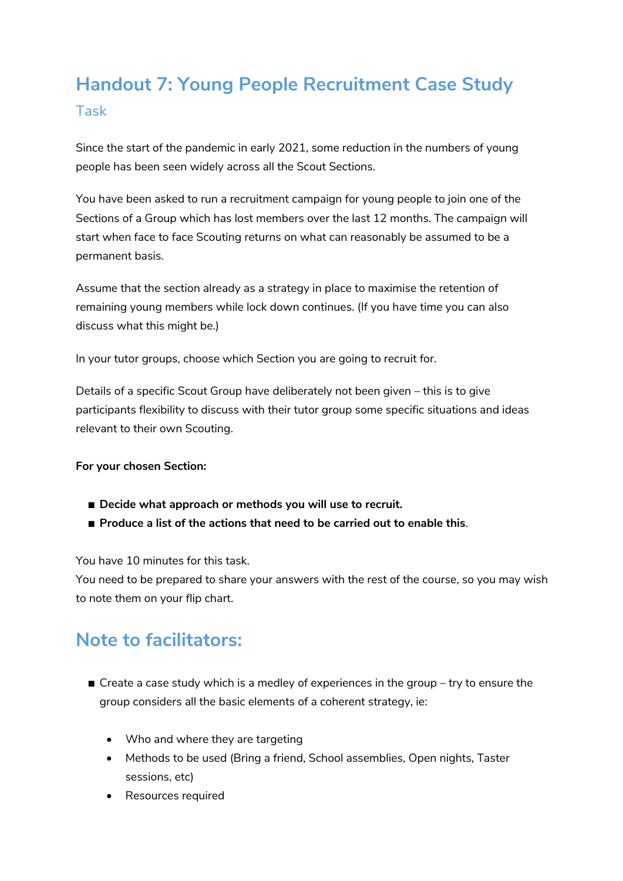# Handout 7: Young People Recruitment Case Study

## Task

Since the start of the pandemic in early 2021, some reduction in the numbers of young people has been seen widely across all the Scout Sections.

You have been asked to run a recruitment campaign for young people to join one of the Sections of a Group which has lost members over the last 12 months. The campaign will start when face to face Scouting returns on what can reasonably be assumed to be a permanent basis.

Assume that the section already as a strategy in place to maximise the retention of remaining young members while lock down continues. (If you have time you can also discuss what this might be.)

In your tutor groups, choose which Section you are going to recruit for.

Details of a specific Scout Group have deliberately not been given – this is to give participants flexibility to discuss with their tutor group some specific situations and ideas relevant to their own Scouting.

**For your chosen Section:**

- **Decide what approach or methods you will use to recruit.**
- **Produce a list of the actions that need to be carried out to enable this**.

You have 10 minutes for this task.
You need to be prepared to share your answers with the rest of the course, so you may wish to note them on your flip chart.

## Note to facilitators:

- Create a case study which is a medley of experiences in the group – try to ensure the group considers all the basic elements of a coherent strategy, ie:
    - Who and where they are targeting
    - Methods to be used (Bring a friend, School assemblies, Open nights, Taster sessions, etc)
    - Resources required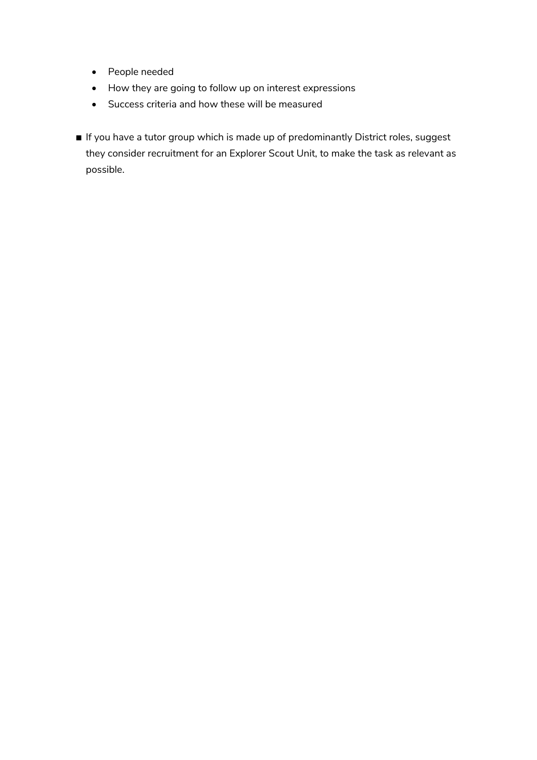- People needed
  - How they are going to follow up on interest expressions
  - Success criteria and how these will be measured

- If you have a tutor group which is made up of predominantly District roles, suggest they consider recruitment for an Explorer Scout Unit, to make the task as relevant as possible.